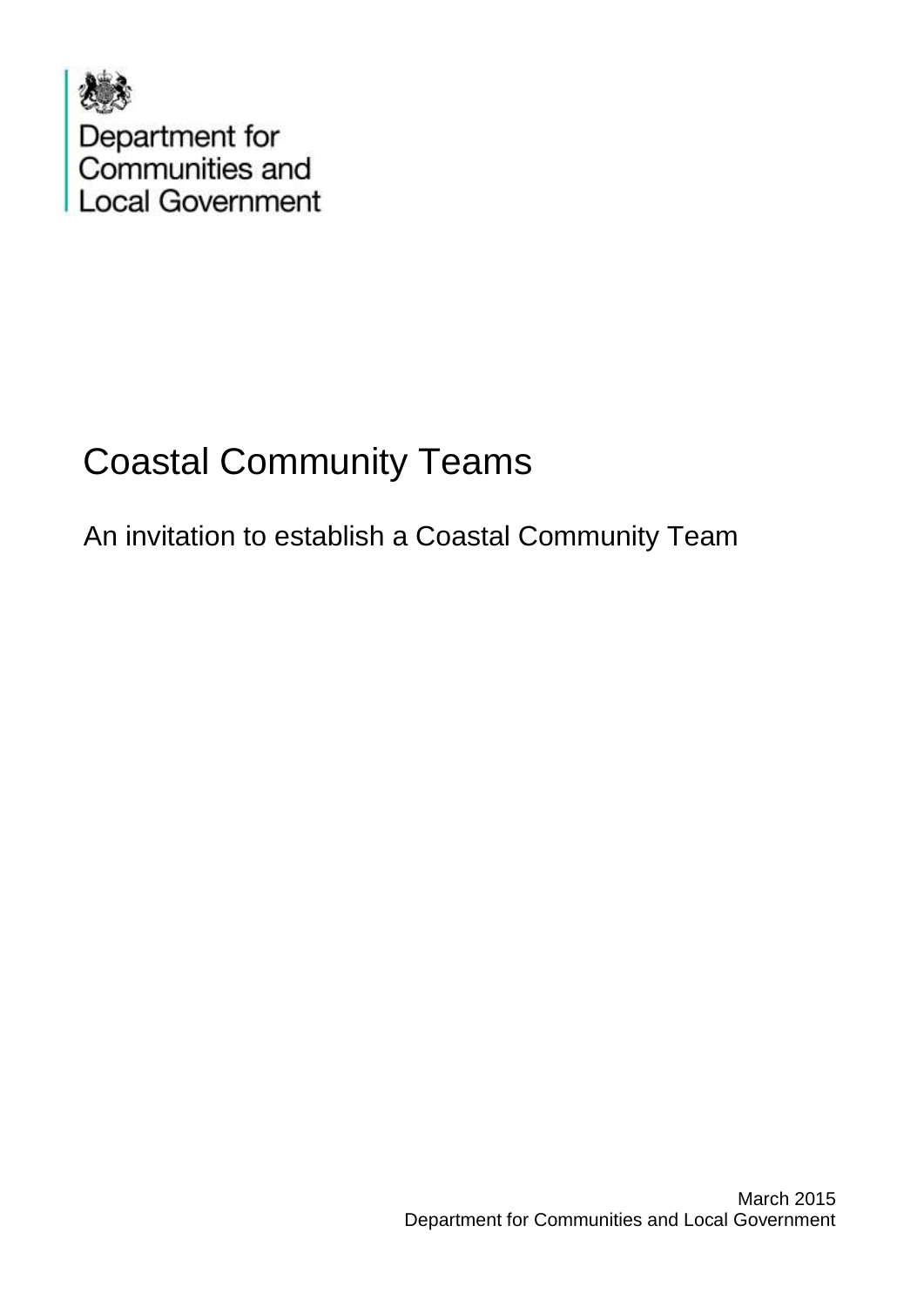Department for Communities and Local Government

# Coastal Community Teams

## An invitation to establish a Coastal Community Team

March 2015
Department for Communities and Local Government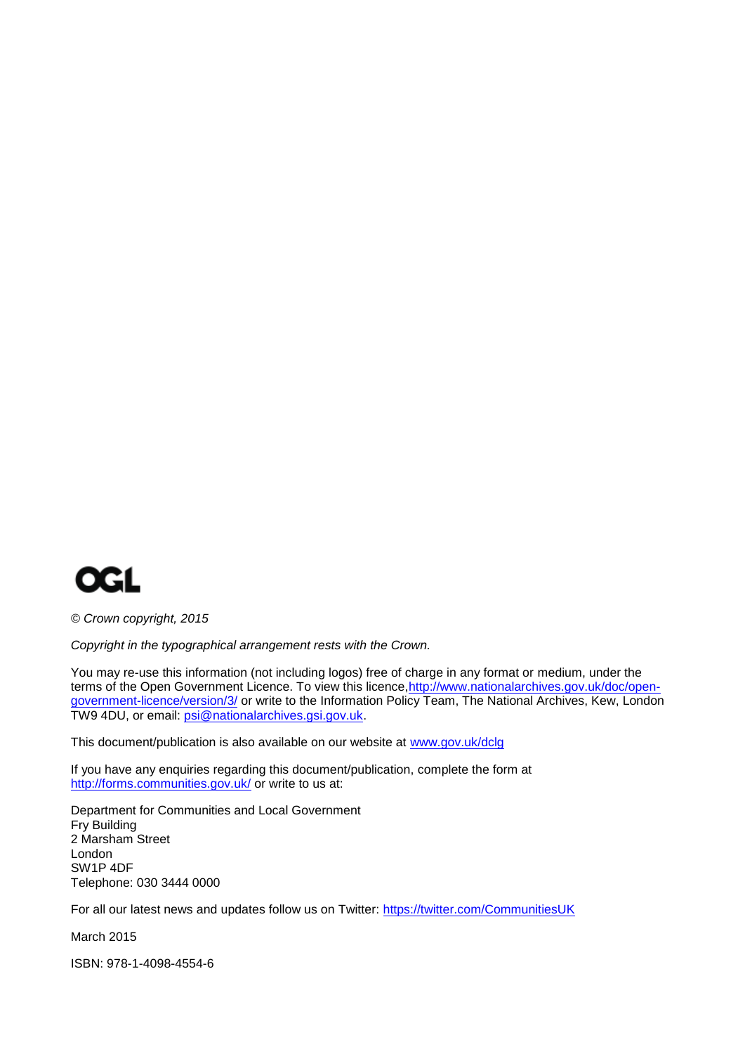OGL

*© Crown copyright, 2015*

*Copyright in the typographical arrangement rests with the Crown.*

You may re-use this information (not including logos) free of charge in any format or medium, under the terms of the Open Government Licence. To view this licence, http://www.nationalarchives.gov.uk/doc/open-government-licence/version/3/ or write to the Information Policy Team, The National Archives, Kew, London TW9 4DU, or email: psi@nationalarchives.gsi.gov.uk.

This document/publication is also available on our website at www.gov.uk/dclg

If you have any enquiries regarding this document/publication, complete the form at http://forms.communities.gov.uk/ or write to us at:

Department for Communities and Local Government
Fry Building
2 Marsham Street
London
SW1P 4DF
Telephone: 030 3444 0000

For all our latest news and updates follow us on Twitter: https://twitter.com/CommunitiesUK

March 2015

ISBN: 978-1-4098-4554-6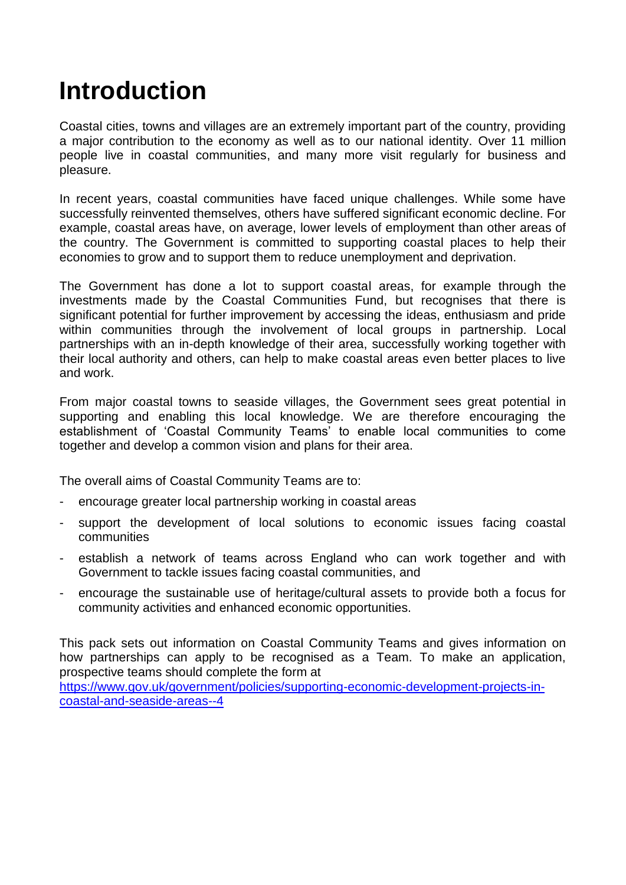# Introduction

Coastal cities, towns and villages are an extremely important part of the country, providing a major contribution to the economy as well as to our national identity. Over 11 million people live in coastal communities, and many more visit regularly for business and pleasure.

In recent years, coastal communities have faced unique challenges. While some have successfully reinvented themselves, others have suffered significant economic decline. For example, coastal areas have, on average, lower levels of employment than other areas of the country. The Government is committed to supporting coastal places to help their economies to grow and to support them to reduce unemployment and deprivation.

The Government has done a lot to support coastal areas, for example through the investments made by the Coastal Communities Fund, but recognises that there is significant potential for further improvement by accessing the ideas, enthusiasm and pride within communities through the involvement of local groups in partnership. Local partnerships with an in-depth knowledge of their area, successfully working together with their local authority and others, can help to make coastal areas even better places to live and work.

From major coastal towns to seaside villages, the Government sees great potential in supporting and enabling this local knowledge. We are therefore encouraging the establishment of 'Coastal Community Teams' to enable local communities to come together and develop a common vision and plans for their area.

The overall aims of Coastal Community Teams are to:

- encourage greater local partnership working in coastal areas
- support the development of local solutions to economic issues facing coastal communities
- establish a network of teams across England who can work together and with Government to tackle issues facing coastal communities, and
- encourage the sustainable use of heritage/cultural assets to provide both a focus for community activities and enhanced economic opportunities.

This pack sets out information on Coastal Community Teams and gives information on how partnerships can apply to be recognised as a Team. To make an application, prospective teams should complete the form at [https://www.gov.uk/government/policies/supporting-economic-development-projects-in-coastal-and-seaside-areas--4](https://www.gov.uk/government/policies/supporting-economic-development-projects-in-coastal-and-seaside-areas--4)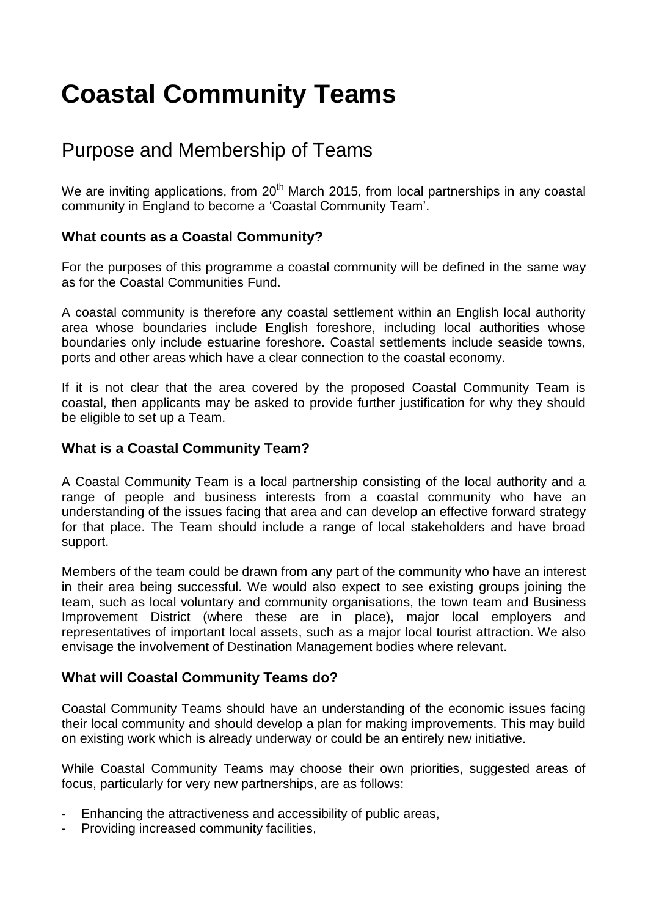# Coastal Community Teams

## Purpose and Membership of Teams

We are inviting applications, from 20th March 2015, from local partnerships in any coastal community in England to become a 'Coastal Community Team'.

### What counts as a Coastal Community?

For the purposes of this programme a coastal community will be defined in the same way as for the Coastal Communities Fund.

A coastal community is therefore any coastal settlement within an English local authority area whose boundaries include English foreshore, including local authorities whose boundaries only include estuarine foreshore. Coastal settlements include seaside towns, ports and other areas which have a clear connection to the coastal economy.

If it is not clear that the area covered by the proposed Coastal Community Team is coastal, then applicants may be asked to provide further justification for why they should be eligible to set up a Team.

### What is a Coastal Community Team?

A Coastal Community Team is a local partnership consisting of the local authority and a range of people and business interests from a coastal community who have an understanding of the issues facing that area and can develop an effective forward strategy for that place. The Team should include a range of local stakeholders and have broad support.

Members of the team could be drawn from any part of the community who have an interest in their area being successful. We would also expect to see existing groups joining the team, such as local voluntary and community organisations, the town team and Business Improvement District (where these are in place), major local employers and representatives of important local assets, such as a major local tourist attraction. We also envisage the involvement of Destination Management bodies where relevant.

### What will Coastal Community Teams do?

Coastal Community Teams should have an understanding of the economic issues facing their local community and should develop a plan for making improvements. This may build on existing work which is already underway or could be an entirely new initiative.

While Coastal Community Teams may choose their own priorities, suggested areas of focus, particularly for very new partnerships, are as follows:

- Enhancing the attractiveness and accessibility of public areas,
- Providing increased community facilities,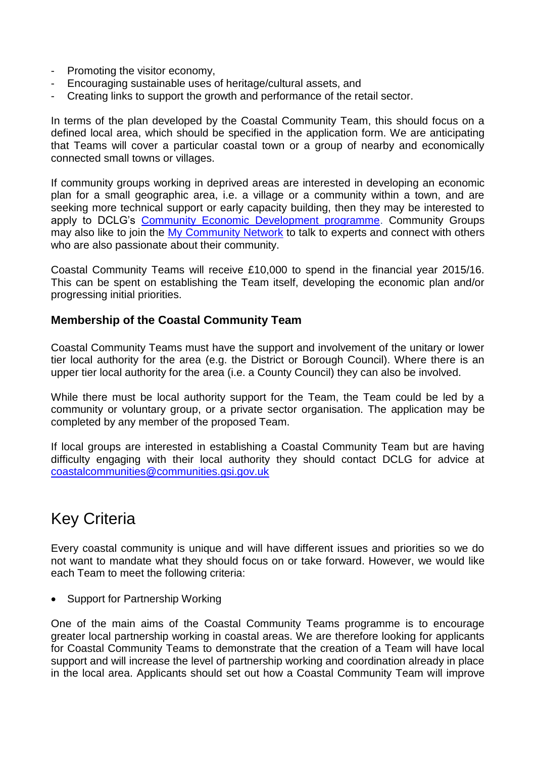- Promoting the visitor economy,
- Encouraging sustainable uses of heritage/cultural assets, and
- Creating links to support the growth and performance of the retail sector.

In terms of the plan developed by the Coastal Community Team, this should focus on a defined local area, which should be specified in the application form. We are anticipating that Teams will cover a particular coastal town or a group of nearby and economically connected small towns or villages.

If community groups working in deprived areas are interested in developing an economic plan for a small geographic area, i.e. a village or a community within a town, and are seeking more technical support or early capacity building, then they may be interested to apply to DCLG's [Community Economic Development programme](). Community Groups may also like to join the [My Community Network]() to talk to experts and connect with others who are also passionate about their community.

Coastal Community Teams will receive £10,000 to spend in the financial year 2015/16. This can be spent on establishing the Team itself, developing the economic plan and/or progressing initial priorities.

### Membership of the Coastal Community Team

Coastal Community Teams must have the support and involvement of the unitary or lower tier local authority for the area (e.g. the District or Borough Council). Where there is an upper tier local authority for the area (i.e. a County Council) they can also be involved.

While there must be local authority support for the Team, the Team could be led by a community or voluntary group, or a private sector organisation. The application may be completed by any member of the proposed Team.

If local groups are interested in establishing a Coastal Community Team but are having difficulty engaging with their local authority they should contact DCLG for advice at coastalcommunities@communities.gsi.gov.uk

## Key Criteria

Every coastal community is unique and will have different issues and priorities so we do not want to mandate what they should focus on or take forward. However, we would like each Team to meet the following criteria:

- Support for Partnership Working

One of the main aims of the Coastal Community Teams programme is to encourage greater local partnership working in coastal areas. We are therefore looking for applicants for Coastal Community Teams to demonstrate that the creation of a Team will have local support and will increase the level of partnership working and coordination already in place in the local area. Applicants should set out how a Coastal Community Team will improve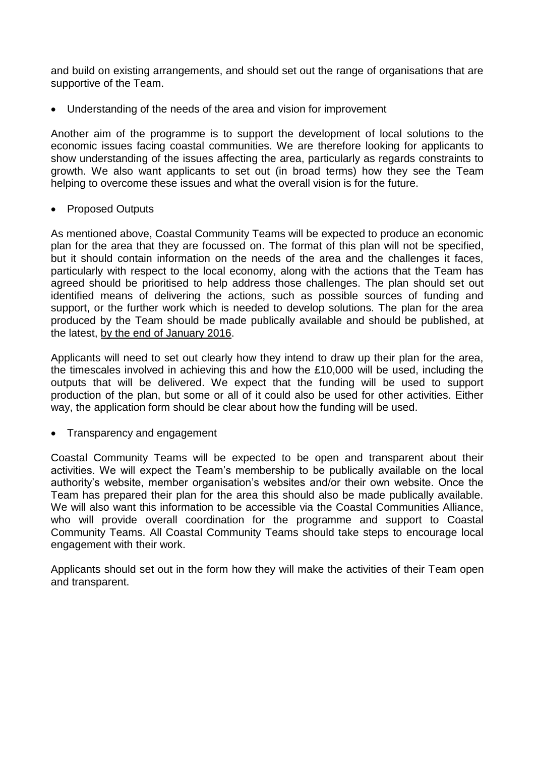and build on existing arrangements, and should set out the range of organisations that are supportive of the Team.

- Understanding of the needs of the area and vision for improvement

Another aim of the programme is to support the development of local solutions to the economic issues facing coastal communities. We are therefore looking for applicants to show understanding of the issues affecting the area, particularly as regards constraints to growth. We also want applicants to set out (in broad terms) how they see the Team helping to overcome these issues and what the overall vision is for the future.

- Proposed Outputs

As mentioned above, Coastal Community Teams will be expected to produce an economic plan for the area that they are focussed on. The format of this plan will not be specified, but it should contain information on the needs of the area and the challenges it faces, particularly with respect to the local economy, along with the actions that the Team has agreed should be prioritised to help address those challenges. The plan should set out identified means of delivering the actions, such as possible sources of funding and support, or the further work which is needed to develop solutions. The plan for the area produced by the Team should be made publically available and should be published, at the latest, <u>by the end of January 2016</u>.

Applicants will need to set out clearly how they intend to draw up their plan for the area, the timescales involved in achieving this and how the £10,000 will be used, including the outputs that will be delivered. We expect that the funding will be used to support production of the plan, but some or all of it could also be used for other activities. Either way, the application form should be clear about how the funding will be used.

- Transparency and engagement

Coastal Community Teams will be expected to be open and transparent about their activities. We will expect the Team's membership to be publically available on the local authority's website, member organisation's websites and/or their own website. Once the Team has prepared their plan for the area this should also be made publically available. We will also want this information to be accessible via the Coastal Communities Alliance, who will provide overall coordination for the programme and support to Coastal Community Teams. All Coastal Community Teams should take steps to encourage local engagement with their work.

Applicants should set out in the form how they will make the activities of their Team open and transparent.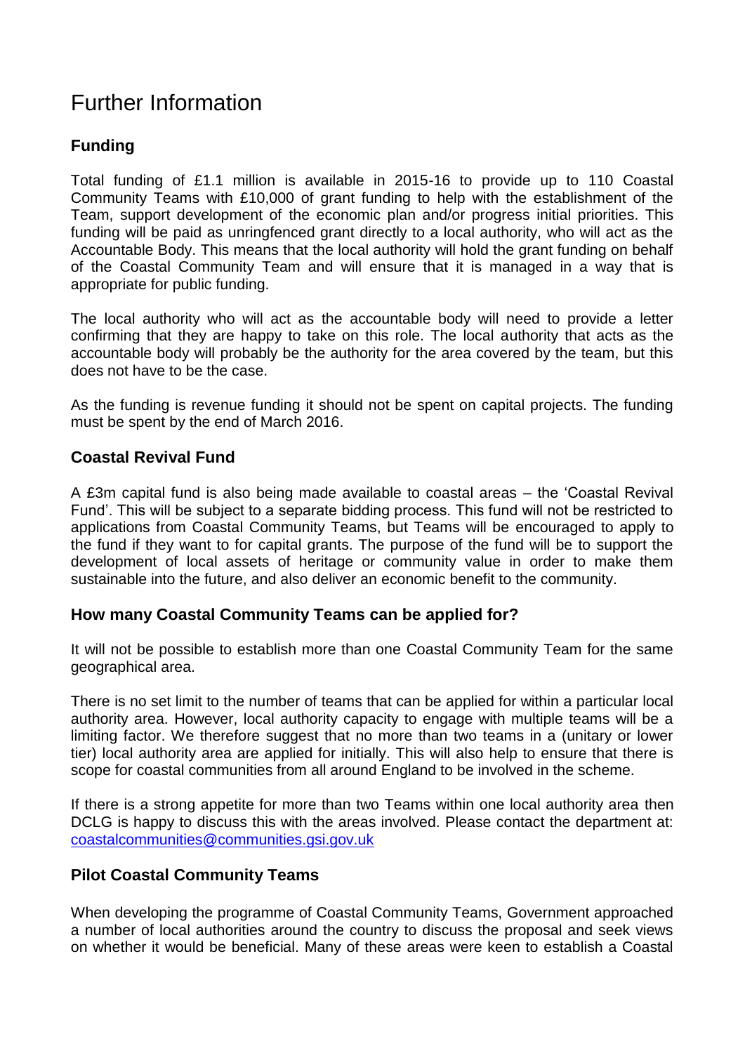# Further Information

## Funding

Total funding of £1.1 million is available in 2015-16 to provide up to 110 Coastal Community Teams with £10,000 of grant funding to help with the establishment of the Team, support development of the economic plan and/or progress initial priorities. This funding will be paid as unringfenced grant directly to a local authority, who will act as the Accountable Body. This means that the local authority will hold the grant funding on behalf of the Coastal Community Team and will ensure that it is managed in a way that is appropriate for public funding.

The local authority who will act as the accountable body will need to provide a letter confirming that they are happy to take on this role. The local authority that acts as the accountable body will probably be the authority for the area covered by the team, but this does not have to be the case.

As the funding is revenue funding it should not be spent on capital projects. The funding must be spent by the end of March 2016.

## Coastal Revival Fund

A £3m capital fund is also being made available to coastal areas – the 'Coastal Revival Fund'. This will be subject to a separate bidding process. This fund will not be restricted to applications from Coastal Community Teams, but Teams will be encouraged to apply to the fund if they want to for capital grants. The purpose of the fund will be to support the development of local assets of heritage or community value in order to make them sustainable into the future, and also deliver an economic benefit to the community.

## How many Coastal Community Teams can be applied for?

It will not be possible to establish more than one Coastal Community Team for the same geographical area.

There is no set limit to the number of teams that can be applied for within a particular local authority area. However, local authority capacity to engage with multiple teams will be a limiting factor. We therefore suggest that no more than two teams in a (unitary or lower tier) local authority area are applied for initially. This will also help to ensure that there is scope for coastal communities from all around England to be involved in the scheme.

If there is a strong appetite for more than two Teams within one local authority area then DCLG is happy to discuss this with the areas involved. Please contact the department at: [coastalcommunities@communities.gsi.gov.uk](mailto:coastalcommunities@communities.gsi.gov.uk)

## Pilot Coastal Community Teams

When developing the programme of Coastal Community Teams, Government approached a number of local authorities around the country to discuss the proposal and seek views on whether it would be beneficial. Many of these areas were keen to establish a Coastal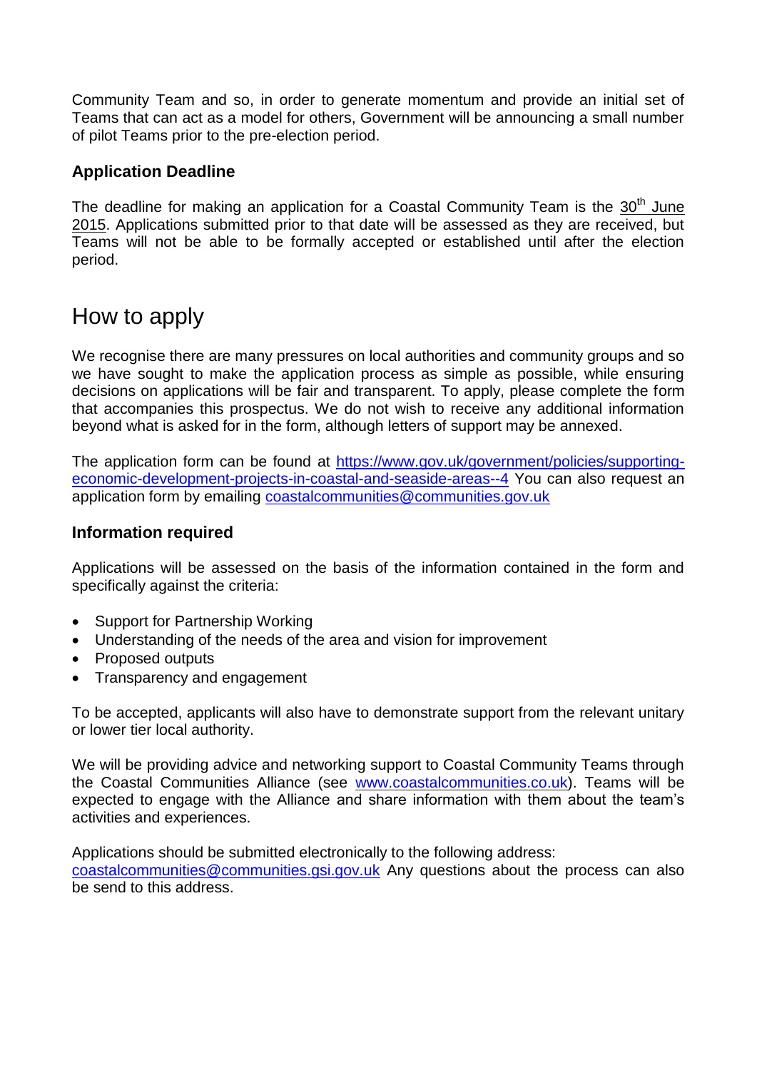Community Team and so, in order to generate momentum and provide an initial set of Teams that can act as a model for others, Government will be announcing a small number of pilot Teams prior to the pre-election period.

### Application Deadline

The deadline for making an application for a Coastal Community Team is the 30th June 2015. Applications submitted prior to that date will be assessed as they are received, but Teams will not be able to be formally accepted or established until after the election period.

## How to apply

We recognise there are many pressures on local authorities and community groups and so we have sought to make the application process as simple as possible, while ensuring decisions on applications will be fair and transparent. To apply, please complete the form that accompanies this prospectus. We do not wish to receive any additional information beyond what is asked for in the form, although letters of support may be annexed.

The application form can be found at https://www.gov.uk/government/policies/supporting-economic-development-projects-in-coastal-and-seaside-areas--4 You can also request an application form by emailing coastalcommunities@communities.gov.uk

### Information required

Applications will be assessed on the basis of the information contained in the form and specifically against the criteria:

- Support for Partnership Working
- Understanding of the needs of the area and vision for improvement
- Proposed outputs
- Transparency and engagement

To be accepted, applicants will also have to demonstrate support from the relevant unitary or lower tier local authority.

We will be providing advice and networking support to Coastal Community Teams through the Coastal Communities Alliance (see www.coastalcommunities.co.uk). Teams will be expected to engage with the Alliance and share information with them about the team's activities and experiences.

Applications should be submitted electronically to the following address: coastalcommunities@communities.gsi.gov.uk Any questions about the process can also be send to this address.